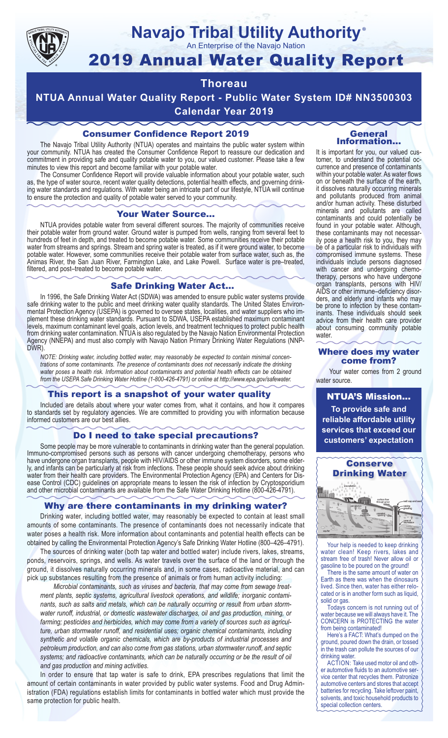# Navajo Tribal Utility Authority®

An Enterprise of the Navajo Nation

# 2019 Annual Water Quality Report

## Thoreau

## NTUA Annual Water Quality Report - Public Water System ID# NN3500303

## Calendar Year 2019

### Consumer Confidence Report 2019

The Navajo Tribal Utility Authority (NTUA) operates and maintains the public water system within your community. NTUA has created the Consumer Confidence Report to reassure our dedication and commitment in providing safe and quality potable water to you, our valued customer. Please take a few minutes to view this report and become familiar with your potable water.

The Consumer Confidence Report will provide valuable information about your potable water, such as, the type of water source, recent water quality detections, potential health effects, and governing drinking water standards and regulations. With water being an intricate part of our lifestyle, NTUA will continue to ensure the protection and quality of potable water served to your community.

### Your Water Source…

NTUA provides potable water from several different sources. The majority of communities receive their potable water from ground water. Ground water is pumped from wells, ranging from several feet to hundreds of feet in depth, and treated to become potable water. Some communities receive their potable water from streams and springs. Stream and spring water is treated, as if it were ground water, to become potable water. However, some communities receive their potable water from surface water, such as, the Animas River, the San Juan River, Farmington Lake, and Lake Powell. Surface water is pre–treated, filtered, and post–treated to become potable water.

### Safe Drinking Water Act…

In 1996, the Safe Drinking Water Act (SDWA) was amended to ensure public water systems provide safe drinking water to the public and meet drinking water quality standards. The United States Environmental Protection Agency (USEPA) is governed to oversee states, localities, and water suppliers who implement these drinking water standards. Pursuant to SDWA, USEPA established maximum contaminant levels, maximum contaminant level goals, action levels, and treatment techniques to protect public health from drinking water contamination. NTUA is also regulated by the Navajo Nation Environmental Protection Agency (NNEPA) and must also comply with Navajo Nation Primary Drinking Water Regulations (NNPDWR).

*NOTE: Drinking water, including bottled water, may reasonably be expected to contain minimal concentrations of some contaminants. The presence of contaminants does not necessarily indicate the drinking water poses a health risk. Information about contaminants and potential health effects can be obtained from the USEPA Safe Drinking Water Hotline (1-800-426-4791) or online at http://www.epa.gov/safewater.*

### This report is a snapshot of your water quality

Included are details about where your water comes from, what it contains, and how it compares to standards set by regulatory agencies. We are committed to providing you with information because informed customers are our best allies.

### Do I need to take special precautions?

Some people may be more vulnerable to contaminants in drinking water than the general population. Immuno-compromised persons such as persons with cancer undergoing chemotherapy, persons who have undergone organ transplants, people with HIV/AIDS or other immune system disorders, some elderly, and infants can be particularly at risk from infections. These people should seek advice about drinking water from their health care providers. The Environmental Protection Agency (EPA) and Centers for Disease Control (CDC) guidelines on appropriate means to lessen the risk of infection by Cryptosporidium and other other microbial contaminants are available from the Safe Water Drinking Hotline (800-426-4791).

### Why are there contaminants in my drinking water?

Drinking water, including bottled water, may reasonably be expected to contain at least small amounts of some contaminants. The presence of contaminants does not necessarily indicate that water poses a health risk. More information about contaminants and potential health effects can be obtained by calling the Environmental Protection Agency's Safe Drinking Water Hotline (800–426–4791).

The sources of drinking water (both tap water and bottled water) include rivers, lakes, streams, ponds, reservoirs, springs, and wells. As water travels over the surface of the land or through the ground, it dissolves naturally occurring minerals and, in some cases, radioactive material, and can pick up substances resulting from the presence of animals or from human activity including:

*Microbial contaminants, such as viruses and bacteria, that may come from sewage treatment plants, septic systems, agricultural livestock operations, and wildlife; inorganic contaminants, such as salts and metals, which can be naturally occurring or result from urban stormwater runoff, industrial, or domestic wastewater discharges, oil and gas production, mining, or farming; pesticides and herbicides, which may come from a variety of sources such as agriculture, urban stormwater runoff, and residential uses; organic chemical contaminants, including synthetic and volatile organic chemicals, which are by-products of industrial processes and petroleum production, and can also come from gas stations, urban stormwater runoff, and septic systems; and radioactive contaminants, which can be naturally occurring or be the result of oil and gas production and mining activities.*

In order to ensure that tap water is safe to drink, EPA prescribes regulations that limit the amount of certain contaminants in water provided by public water systems. Food and Drug Administration (FDA) regulations establish limits for contaminants in bottled water which must provide the same protection for public health.

### General Information…

It is important for you, our valued customer, to understand the potential occurrence and presence of contaminants within your potable water. As water flows on or beneath the surface of the earth, it dissolves naturally occurring minerals and pollutants produced from animal and/or human activity. These disturbed minerals and pollutants are called contaminants and could potentially be found in your potable water. Although, these contaminants may not necessarily pose a health risk to you, they may be of a particular risk to individuals with compromised immune systems. These individuals include persons diagnosed with cancer and undergoing chemotherapy, persons who have undergone organ transplants, persons with HIV/AIDS or other immune–deficiency disorders, and elderly and infants who may be prone to infection by these contaminants. These individuals should seek advice from their health care provider about consuming community potable water.

### Where does my water come from?

Your water comes from 2 ground water source.

### NTUA'S Mission…

**To provide safe and reliable affordable utility services that exceed our customers' expectation**

### Conserve Drinking Water

Your help is needed to keep drinking water clean! Keep rivers, lakes and stream free of trash! Never allow oil or gasoline to be poured on the ground!

There is the same amount of water on Earth as there was when the dinosaurs lived. Since then, water has either relocated or is in another form such as liquid, solid or gas.

Todays concern is not running out of water because we will always have it. The CONCERN is PROTECTING the water from being contaminated!

Here's a FACT: What's dumped on the ground, poured down the drain, or tossed in the trash can pollute the sources of our drinking water.

ACTION: Take used motor oil and other automotive fluids to an automotive service center that recycles them. Patronize automotive centers and stores that accept batteries for recycling. Take leftover paint, solvents, and toxic household products to special collection centers.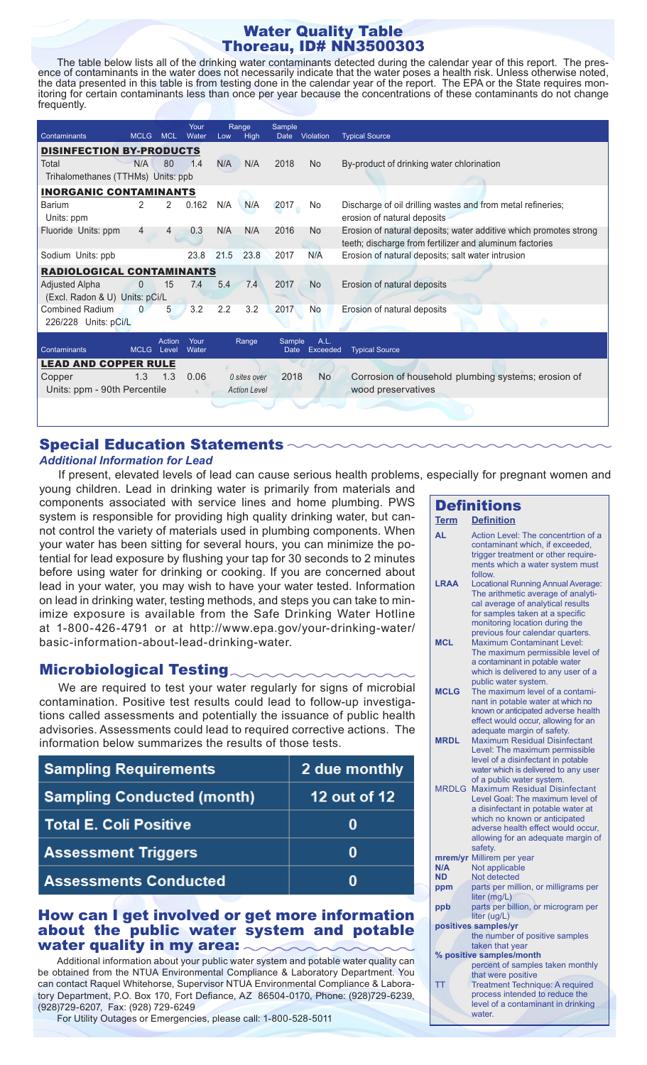# Water Quality Table
## Thoreau, ID# NN3500303

The table below lists all of the drinking water contaminants detected during the calendar year of this report. The presence of contaminants in the water does not necessarily indicate that the water poses a health risk. Unless otherwise noted, the data presented in this table is from testing done in the calendar year of the report. The EPA or the State requires monitoring for certain contaminants less than once per year because the concentrations of these contaminants do not change frequently.

| Contaminants | MCLG | MCL | Your Water | Range Low | Range High | Sample Date | Violation | Typical Source |
|---|---|---|---|---|---|---|---|---|
| **DISINFECTION BY-PRODUCTS** | | | | | | | | |
| Total Trihalomethanes (TTHMs) Units: ppb | N/A | 80 | 1.4 | N/A | N/A | 2018 | No | By-product of drinking water chlorination |
| **INORGANIC CONTAMINANTS** | | | | | | | | |
| Barium Units: ppm | 2 | 2 | 0.162 | N/A | N/A | 2017 | No | Discharge of oil drilling wastes and from metal refineries; erosion of natural deposits |
| Fluoride Units: ppm | 4 | 4 | 0.3 | N/A | N/A | 2016 | No | Erosion of natural deposits; water additive which promotes strong teeth; discharge from fertilizer and aluminum factories |
| Sodium Units: ppb | | | 23.8 | 21.5 | 23.8 | 2017 | N/A | Erosion of natural deposits; salt water intrusion |
| **RADIOLOGICAL CONTAMINANTS** | | | | | | | | |
| Adjusted Alpha (Excl. Radon & U) Units: pCi/L | 0 | 15 | 7.4 | 5.4 | 7.4 | 2017 | No | Erosion of natural deposits |
| Combined Radium 226/228 Units: pCi/L | 0 | 5 | 3.2 | 2.2 | 3.2 | 2017 | No | Erosion of natural deposits |

| Contaminants | MCLG | Action Level | Your Water | Range | Sample Date | A.L. Exceeded | Typical Source |
|---|---|---|---|---|---|---|---|
| **LEAD AND COPPER RULE** | | | | | | | |
| Copper Units: ppm - 90th Percentile | 1.3 | 1.3 | 0.06 | 0 sites over Action Level | 2018 | No | Corrosion of household plumbing systems; erosion of wood preservatives |

## Special Education Statements

***Additional Information for Lead***

If present, elevated levels of lead can cause serious health problems, especially for pregnant women and young children. Lead in drinking water is primarily from materials and components associated with service lines and home plumbing. PWS system is responsible for providing high quality drinking water, but cannot control the variety of materials used in plumbing components. When your water has been sitting for several hours, you can minimize the potential for lead exposure by flushing your tap for 30 seconds to 2 minutes before using water for drinking or cooking. If you are concerned about lead in your water, you may wish to have your water tested. Information on lead in drinking water, testing methods, and steps you can take to minimize exposure is available from the Safe Drinking Water Hotline at 1-800-426-4791 or at http://www.epa.gov/your-drinking-water/basic-information-about-lead-drinking-water.

## Microbiological Testing

We are required to test your water regularly for signs of microbial contamination. Positive test results could lead to follow-up investigations called assessments and potentially the issuance of public health advisories. Assessments could lead to required corrective actions. The information below summarizes the results of those tests.

| | |
|---|---|
| Sampling Requirements | 2 due monthly |
| Sampling Conducted (month) | 12 out of 12 |
| Total E. Coli Positive | 0 |
| Assessment Triggers | 0 |
| Assessments Conducted | 0 |

## How can I get involved or get more information about the public water system and potable water quality in my area:

Additional information about your public water system and potable water quality can be obtained from the NTUA Environmental Compliance & Laboratory Department. You can contact Raquel Whitehorse, Supervisor NTUA Environmental Compliance & Laboratory Department, P.O. Box 170, Fort Defiance, AZ 86504-0170, Phone: (928)729-6239, (928)729-6207, Fax: (928) 729-6249

For Utility Outages or Emergencies, please call: 1-800-528-5011

## Definitions

| Term | Definition |
|---|---|
| AL | Action Level: The concentrtion of a contaminant which, if exceeded, trigger treatment or other requirements which a water system must follow. |
| LRAA | Locational Running Annual Average: The arithmetic average of analytical results for samples taken at a specific monitoring location during the previous four calendar quarters. |
| MCL | Maximum Contaminant Level: The maximum permissible level of a contaminant in potable water which is delivered to any user of a public water system. |
| MCLG | The maximum level of a contaminant in potable water at which no known or anticipated adverse health effect would occur, allowing for an adequate margin of safety. |
| MRDL | Maximum Residual Disinfectant Level: The maximum permissible level of a disinfectant in potable water which is delivered to any user of a public water system. |
| MRDLG | Maximum Residual Disinfectant Level Goal: The maximum level of a disinfectant in potable water at which no known or anticipated adverse health effect would occur, allowing for an adequate margin of safety. |
| mrem/yr | Millirem per year |
| N/A | Not applicable |
| ND | Not detected |
| ppm | parts per million, or milligrams per liter (mg/L) |
| ppb | parts per billion, or microgram per liter (ug/L) |
| positives samples/yr | the number of positive samples taken that year |
| % positive samples/month | percent of samples taken monthly that were positive |
| TT | Treatment Technique: A required process intended to reduce the level of a contaminant in drinking water. |